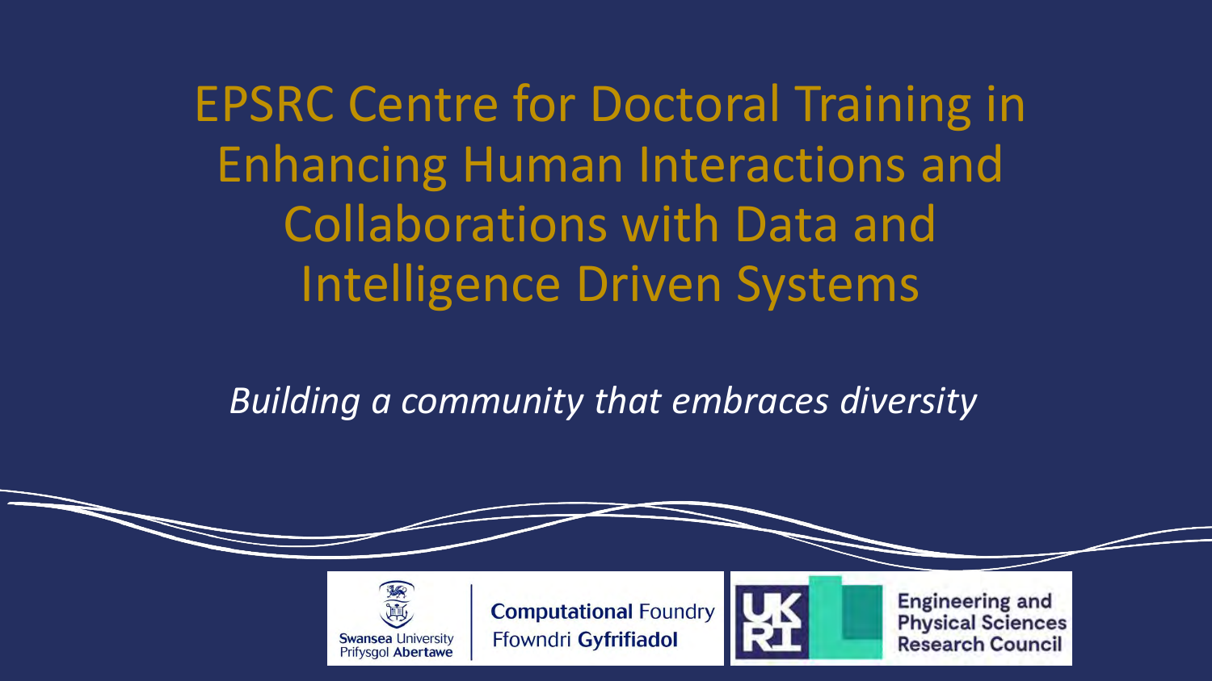# EPSRC Centre for Doctoral Training in Enhancing Human Interactions and Collaborations with Data and Intelligence Driven Systems

*Building a community that embraces diversity*

Swansea University Prifysgol Abertawe

**Computational** Foundry Ffowndri **Gyfrifiadol**

UKRI Engineering and Physical Sciences Research Council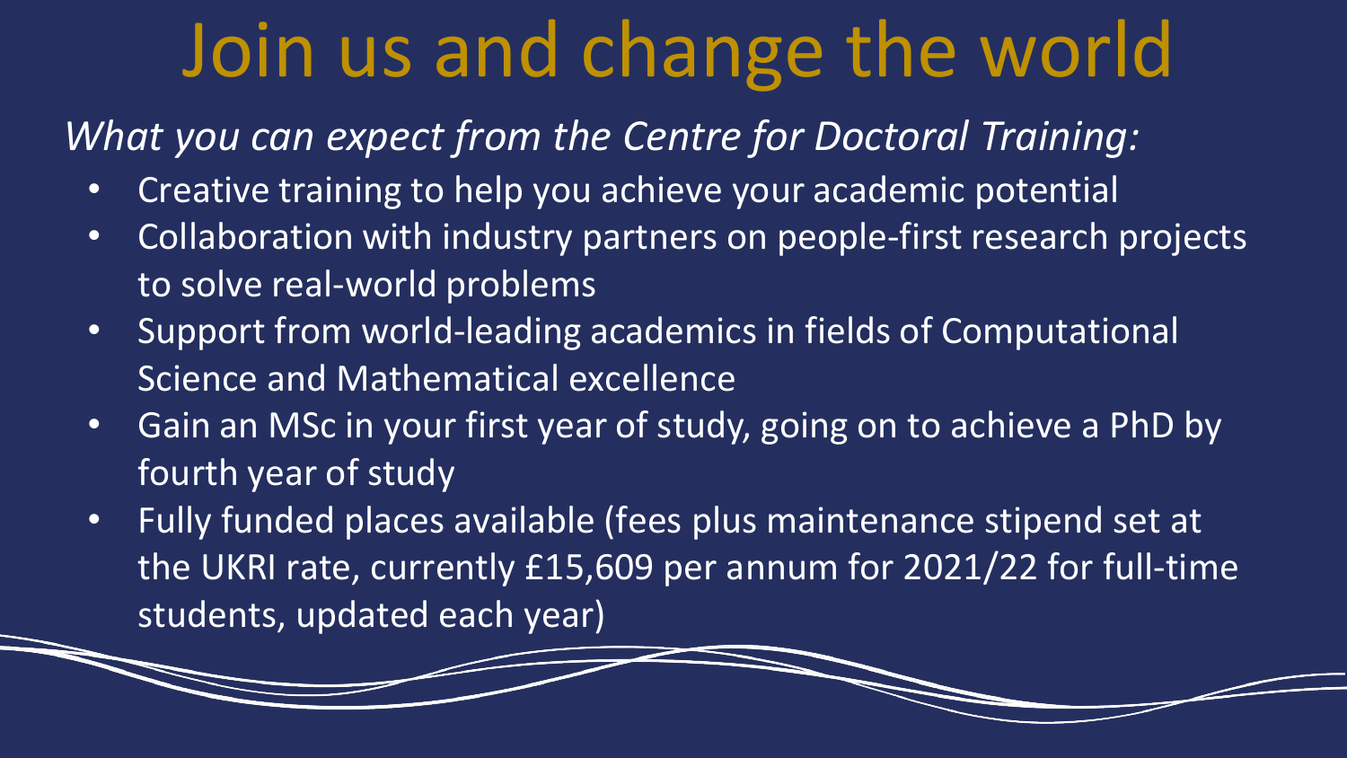# Join us and change the world

*What you can expect from the Centre for Doctoral Training:*

- Creative training to help you achieve your academic potential
- Collaboration with industry partners on people-first research projects to solve real-world problems
- Support from world-leading academics in fields of Computational Science and Mathematical excellence
- Gain an MSc in your first year of study, going on to achieve a PhD by fourth year of study
- Fully funded places available (fees plus maintenance stipend set at the UKRI rate, currently £15,609 per annum for 2021/22 for full-time students, updated each year)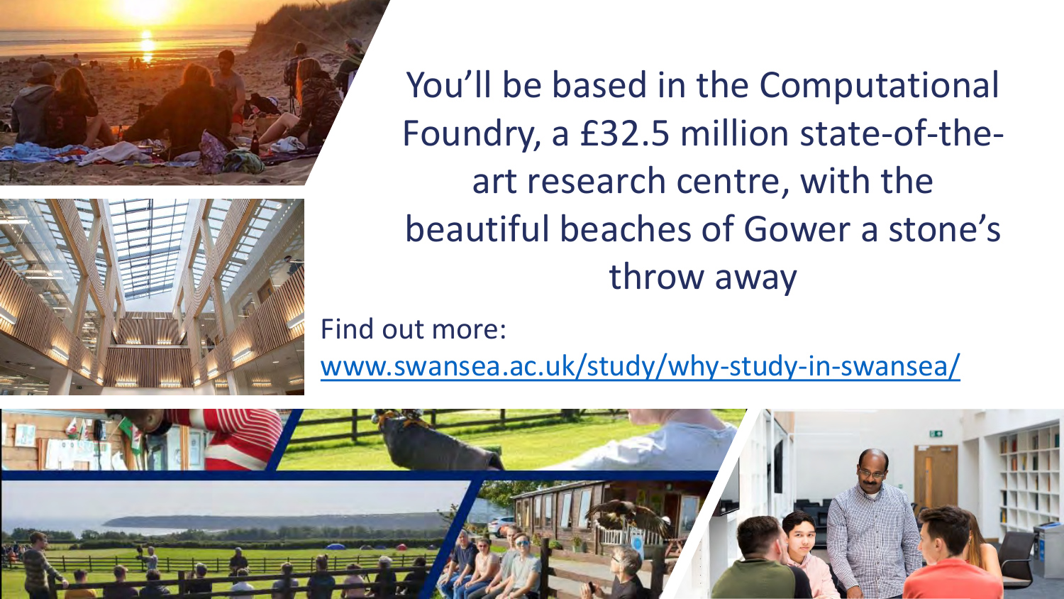You'll be based in the Computational Foundry, a £32.5 million state-of-the-art research centre, with the beautiful beaches of Gower a stone's throw away

Find out more:
[www.swansea.ac.uk/study/why-study-in-swansea/](https://www.swansea.ac.uk/study/why-study-in-swansea/)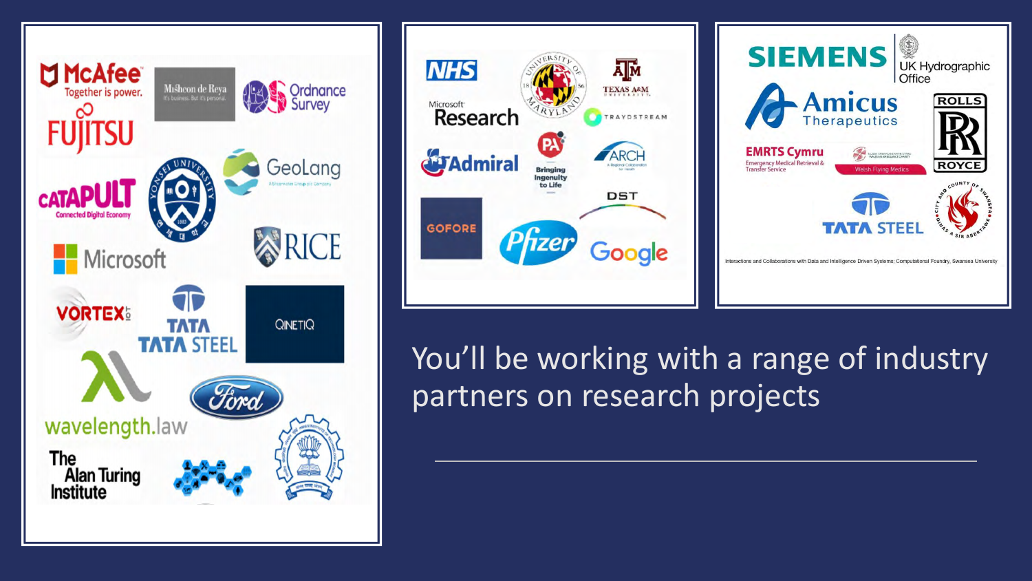You'll be working with a range of industry partners on research projects

Interactions and Collaborations with Data and Intelligence Driven Systems; Computational Foundry, Swansea University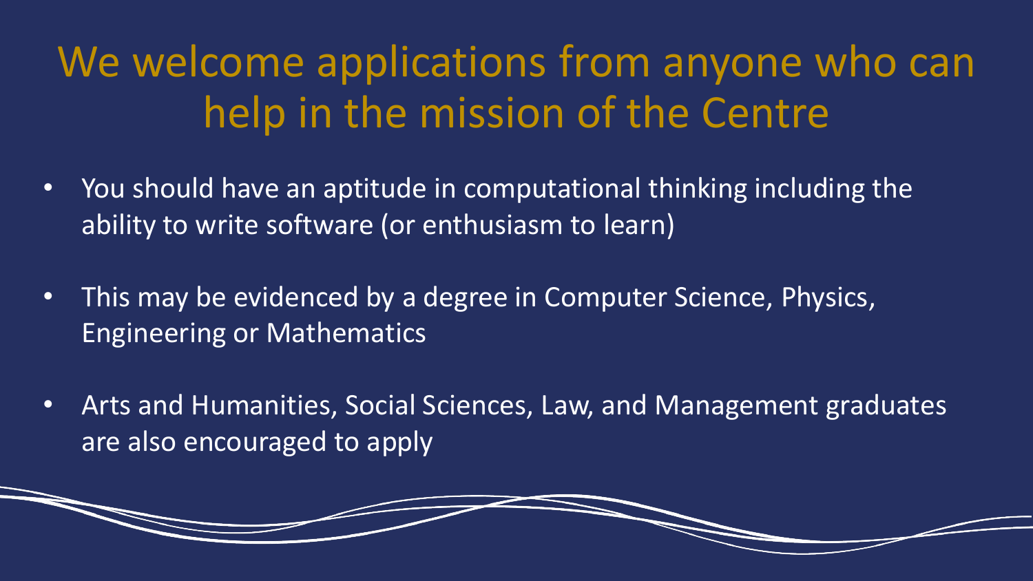# We welcome applications from anyone who can help in the mission of the Centre

- You should have an aptitude in computational thinking including the ability to write software (or enthusiasm to learn)
- This may be evidenced by a degree in Computer Science, Physics, Engineering or Mathematics
- Arts and Humanities, Social Sciences, Law, and Management graduates are also encouraged to apply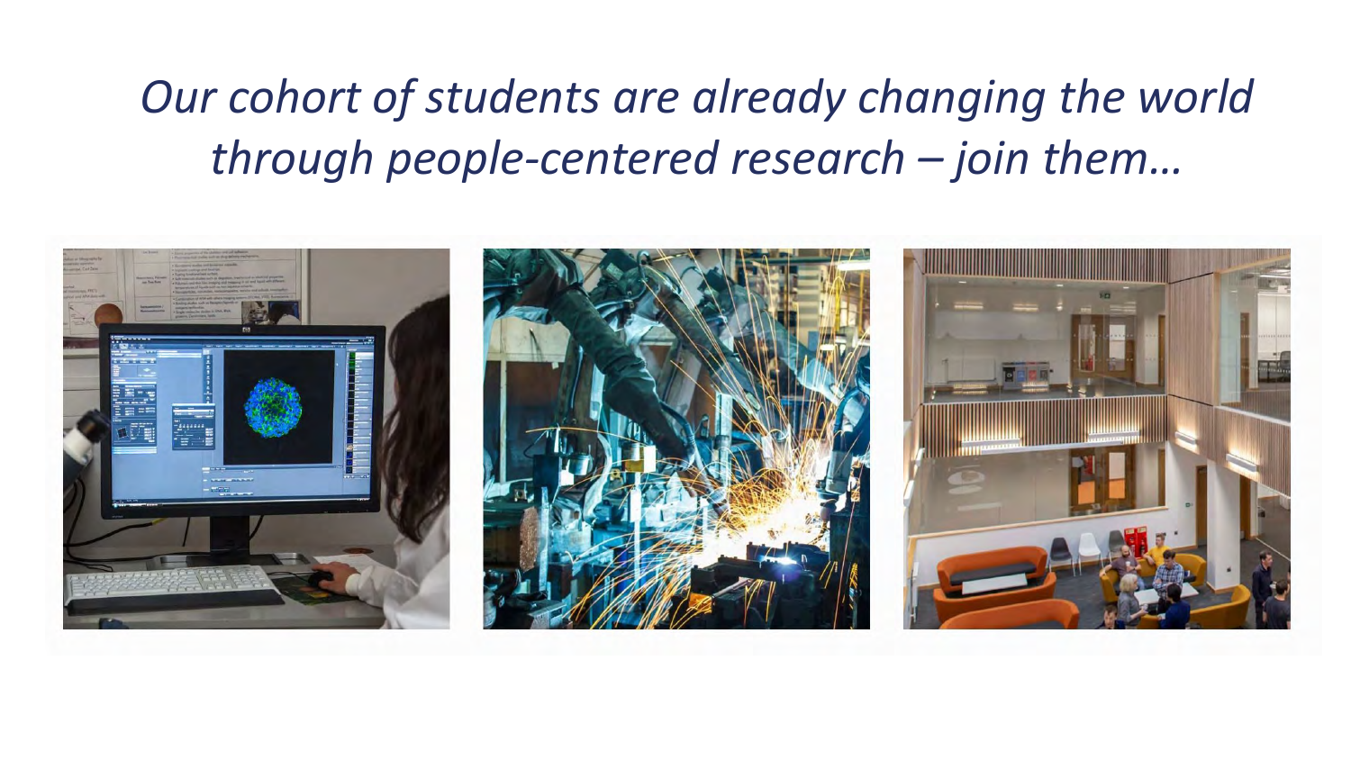*Our cohort of students are already changing the world through people-centered research – join them…*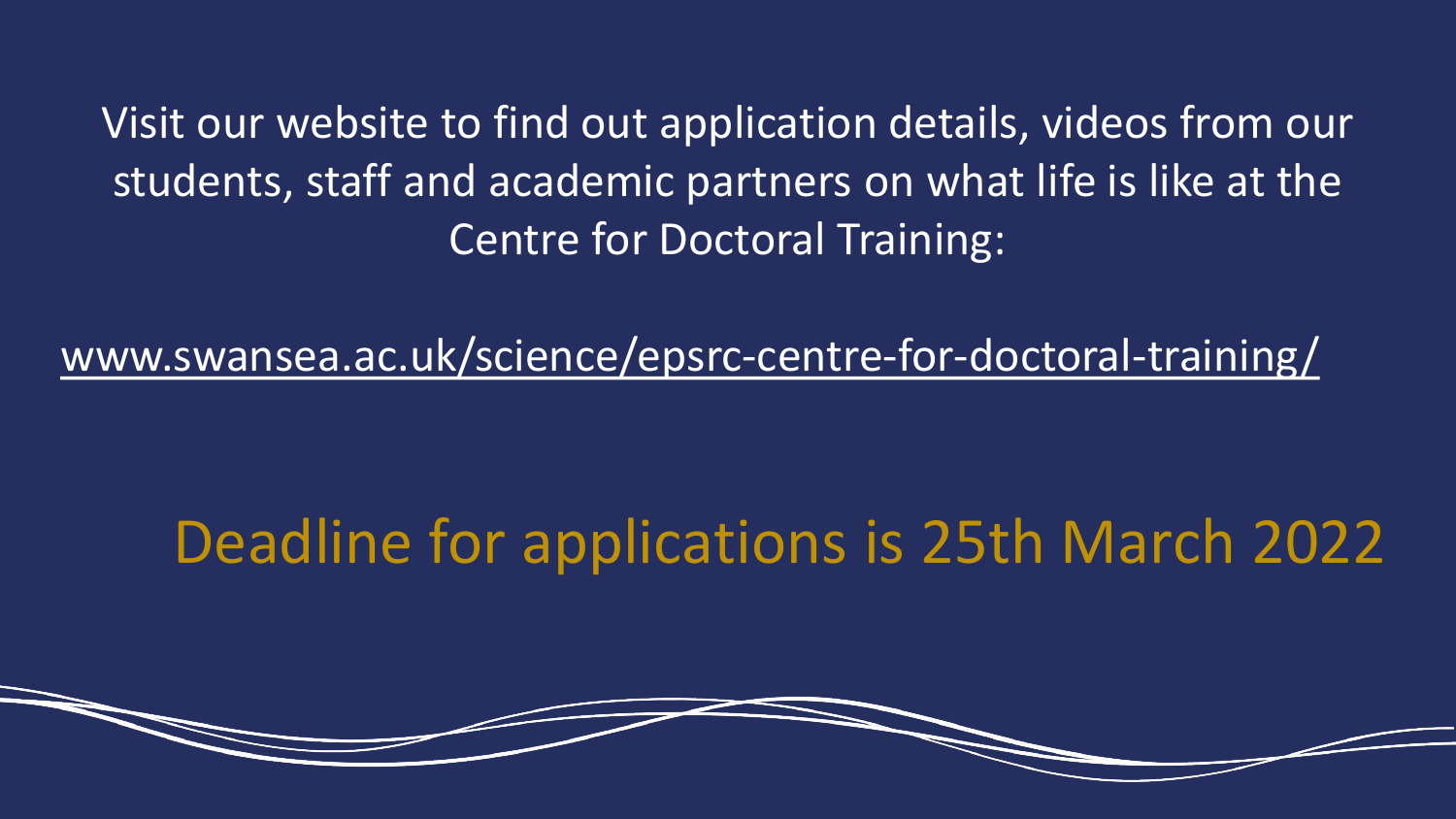Visit our website to find out application details, videos from our students, staff and academic partners on what life is like at the Centre for Doctoral Training:

www.swansea.ac.uk/science/epsrc-centre-for-doctoral-training/

Deadline for applications is 25th March 2022